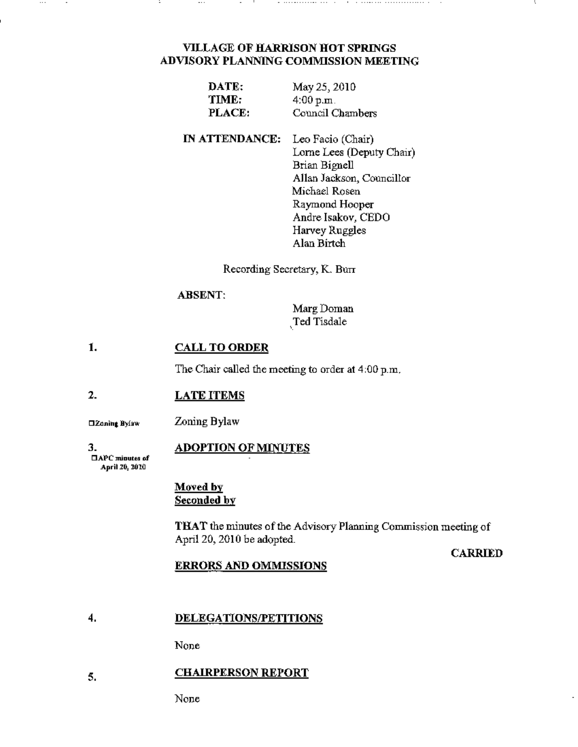# VILLAGE OF HARRISON HOT SPRINGS
## ADVISORY PLANNING COMMISSION MEETING

**DATE:** May 25, 2010
**TIME:** 4:00 p.m.
**PLACE:** Council Chambers

**IN ATTENDANCE:**
Leo Facio (Chair)
Lorne Lees (Deputy Chair)
Brian Bignell
Allan Jackson, Councillor
Michael Rosen
Raymond Hooper
Andre Isakov, CEDO
Harvey Ruggles
Alan Birtch

Recording Secretary, K. Burr

**ABSENT:**
Marg Doman
Ted Tisdale

## 1. CALL TO ORDER

The Chair called the meeting to order at 4:00 p.m.

## 2. LATE ITEMS

☐Zoning Bylaw

Zoning Bylaw

## 3. ADOPTION OF MINUTES

☐APC minutes of April 20, 2010

**Moved by**
**Seconded by**

**THAT** the minutes of the Advisory Planning Commission meeting of April 20, 2010 be adopted.

**CARRIED**

**ERRORS AND OMMISSIONS**

## 4. DELEGATIONS/PETITIONS

None

## 5. CHAIRPERSON REPORT

None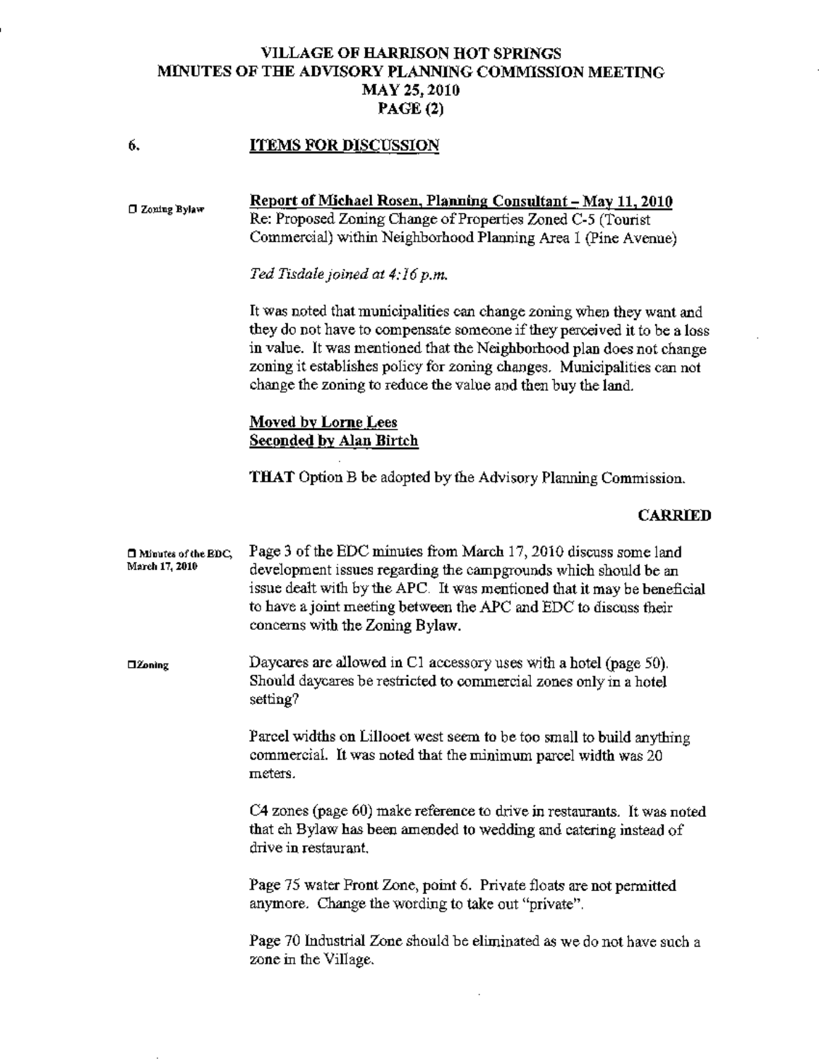## VILLAGE OF HARRISON HOT SPRINGS
## MINUTES OF THE ADVISORY PLANNING COMMISSION MEETING
## MAY 25, 2010
## PAGE (2)

### 6. ITEMS FOR DISCUSSION

☐ Zoning Bylaw

**Report of Michael Rosen, Planning Consultant – May 11, 2010**
Re: Proposed Zoning Change of Properties Zoned C-5 (Tourist Commercial) within Neighborhood Planning Area 1 (Pine Avenue)

*Ted Tisdale joined at 4:16 p.m.*

It was noted that municipalities can change zoning when they want and they do not have to compensate someone if they perceived it to be a loss in value. It was mentioned that the Neighborhood plan does not change zoning it establishes policy for zoning changes. Municipalities can not change the zoning to reduce the value and then buy the land.

**Moved by Lorne Lees**
**Seconded by Alan Birtch**

**THAT** Option B be adopted by the Advisory Planning Commission.

**CARRIED**

☐ Minutes of the EDC, March 17, 2010

Page 3 of the EDC minutes from March 17, 2010 discuss some land development issues regarding the campgrounds which should be an issue dealt with by the APC. It was mentioned that it may be beneficial to have a joint meeting between the APC and EDC to discuss their concerns with the Zoning Bylaw.

☐ Zoning

Daycares are allowed in C1 accessory uses with a hotel (page 50). Should daycares be restricted to commercial zones only in a hotel setting?

Parcel widths on Lillooet west seem to be too small to build anything commercial. It was noted that the minimum parcel width was 20 meters.

C4 zones (page 60) make reference to drive in restaurants. It was noted that eh Bylaw has been amended to wedding and catering instead of drive in restaurant.

Page 75 water Front Zone, point 6. Private floats are not permitted anymore. Change the wording to take out "private".

Page 70 Industrial Zone should be eliminated as we do not have such a zone in the Village.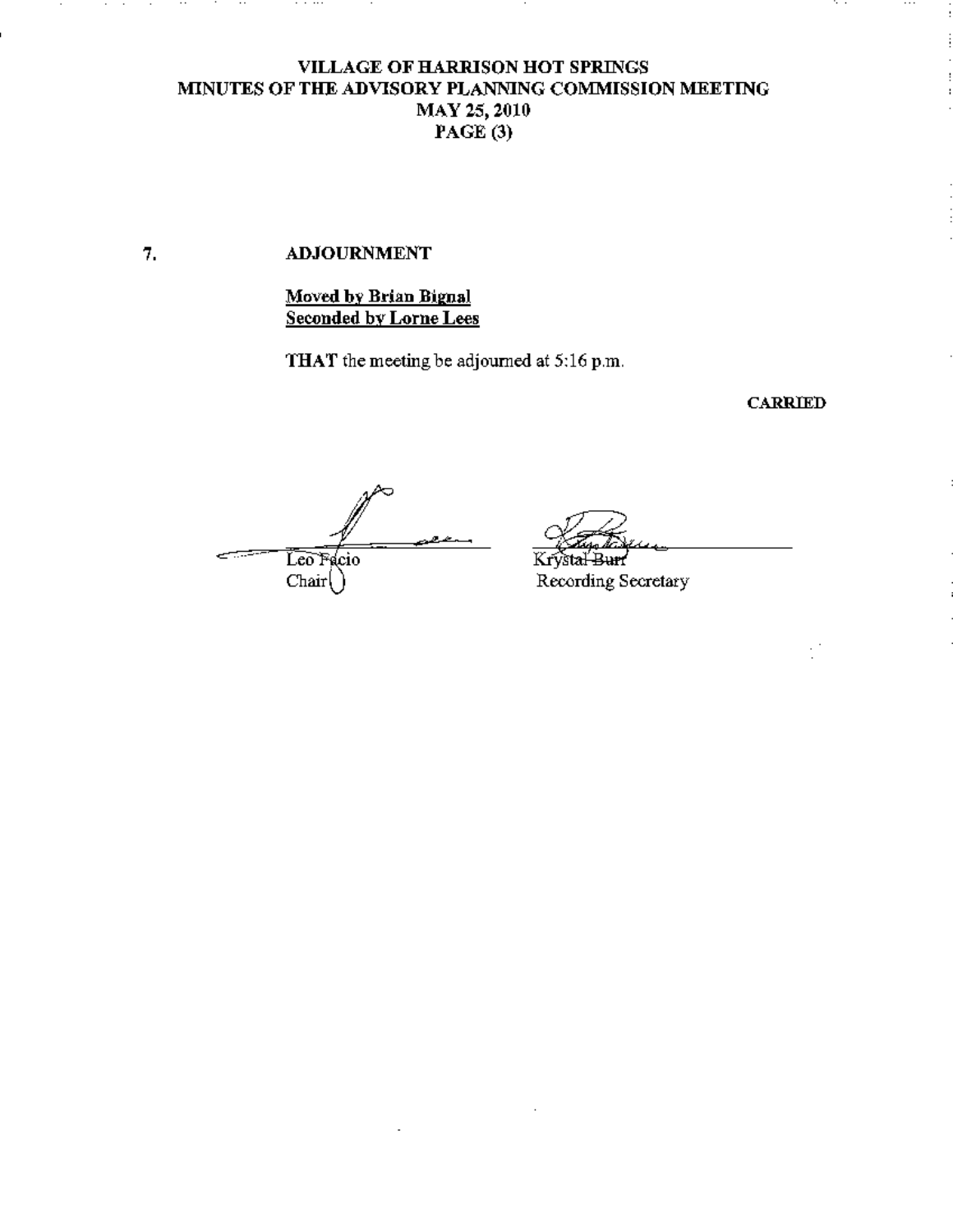## 7. ADJOURNMENT

**Moved by Brian Bignal**
**Seconded by Lorne Lees**

**THAT** the meeting be adjourned at 5:16 p.m.

**CARRIED**

Leo Facio
Chair

Krystal Burr
Recording Secretary